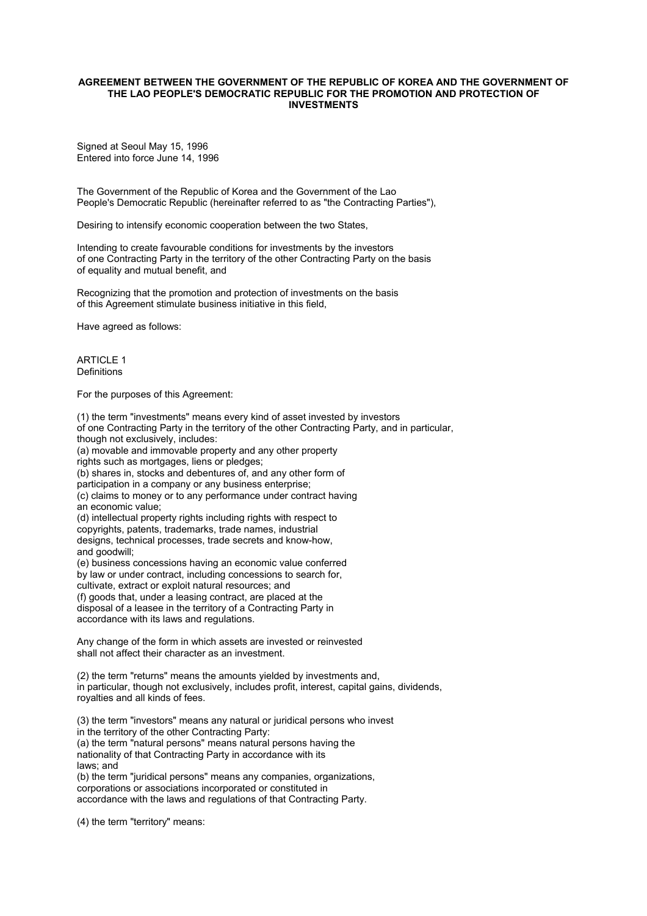**AGREEMENT BETWEEN THE GOVERNMENT OF THE REPUBLIC OF KOREA AND THE GOVERNMENT OF THE LAO PEOPLE'S DEMOCRATIC REPUBLIC FOR THE PROMOTION AND PROTECTION OF INVESTMENTS**

Signed at Seoul May 15, 1996
Entered into force June 14, 1996

The Government of the Republic of Korea and the Government of the Lao People's Democratic Republic (hereinafter referred to as "the Contracting Parties"),

Desiring to intensify economic cooperation between the two States,

Intending to create favourable conditions for investments by the investors of one Contracting Party in the territory of the other Contracting Party on the basis of equality and mutual benefit, and

Recognizing that the promotion and protection of investments on the basis of this Agreement stimulate business initiative in this field,

Have agreed as follows:

ARTICLE 1
Definitions

For the purposes of this Agreement:

(1) the term "investments" means every kind of asset invested by investors of one Contracting Party in the territory of the other Contracting Party, and in particular, though not exclusively, includes:
(a) movable and immovable property and any other property rights such as mortgages, liens or pledges;
(b) shares in, stocks and debentures of, and any other form of participation in a company or any business enterprise;
(c) claims to money or to any performance under contract having an economic value;
(d) intellectual property rights including rights with respect to copyrights, patents, trademarks, trade names, industrial designs, technical processes, trade secrets and know-how, and goodwill;
(e) business concessions having an economic value conferred by law or under contract, including concessions to search for, cultivate, extract or exploit natural resources; and
(f) goods that, under a leasing contract, are placed at the disposal of a leasee in the territory of a Contracting Party in accordance with its laws and regulations.

Any change of the form in which assets are invested or reinvested shall not affect their character as an investment.

(2) the term "returns" means the amounts yielded by investments and, in particular, though not exclusively, includes profit, interest, capital gains, dividends, royalties and all kinds of fees.

(3) the term "investors" means any natural or juridical persons who invest in the territory of the other Contracting Party:
(a) the term "natural persons" means natural persons having the nationality of that Contracting Party in accordance with its laws; and
(b) the term "juridical persons" means any companies, organizations, corporations or associations incorporated or constituted in accordance with the laws and regulations of that Contracting Party.

(4) the term "territory" means: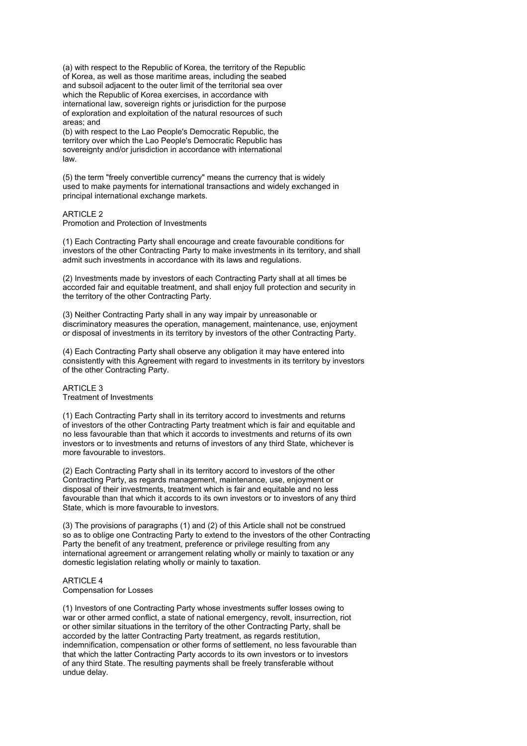(a) with respect to the Republic of Korea, the territory of the Republic of Korea, as well as those maritime areas, including the seabed and subsoil adjacent to the outer limit of the territorial sea over which the Republic of Korea exercises, in accordance with international law, sovereign rights or jurisdiction for the purpose of exploration and exploitation of the natural resources of such areas; and

(b) with respect to the Lao People's Democratic Republic, the territory over which the Lao People's Democratic Republic has sovereignty and/or jurisdiction in accordance with international law.

(5) the term "freely convertible currency" means the currency that is widely used to make payments for international transactions and widely exchanged in principal international exchange markets.

## ARTICLE 2
Promotion and Protection of Investments

(1) Each Contracting Party shall encourage and create favourable conditions for investors of the other Contracting Party to make investments in its territory, and shall admit such investments in accordance with its laws and regulations.

(2) Investments made by investors of each Contracting Party shall at all times be accorded fair and equitable treatment, and shall enjoy full protection and security in the territory of the other Contracting Party.

(3) Neither Contracting Party shall in any way impair by unreasonable or discriminatory measures the operation, management, maintenance, use, enjoyment or disposal of investments in its territory by investors of the other Contracting Party.

(4) Each Contracting Party shall observe any obligation it may have entered into consistently with this Agreement with regard to investments in its territory by investors of the other Contracting Party.

## ARTICLE 3
Treatment of Investments

(1) Each Contracting Party shall in its territory accord to investments and returns of investors of the other Contracting Party treatment which is fair and equitable and no less favourable than that which it accords to investments and returns of its own investors or to investments and returns of investors of any third State, whichever is more favourable to investors.

(2) Each Contracting Party shall in its territory accord to investors of the other Contracting Party, as regards management, maintenance, use, enjoyment or disposal of their investments, treatment which is fair and equitable and no less favourable than that which it accords to its own investors or to investors of any third State, which is more favourable to investors.

(3) The provisions of paragraphs (1) and (2) of this Article shall not be construed so as to oblige one Contracting Party to extend to the investors of the other Contracting Party the benefit of any treatment, preference or privilege resulting from any international agreement or arrangement relating wholly or mainly to taxation or any domestic legislation relating wholly or mainly to taxation.

## ARTICLE 4
Compensation for Losses

(1) Investors of one Contracting Party whose investments suffer losses owing to war or other armed conflict, a state of national emergency, revolt, insurrection, riot or other similar situations in the territory of the other Contracting Party, shall be accorded by the latter Contracting Party treatment, as regards restitution, indemnification, compensation or other forms of settlement, no less favourable than that which the latter Contracting Party accords to its own investors or to investors of any third State. The resulting payments shall be freely transferable without undue delay.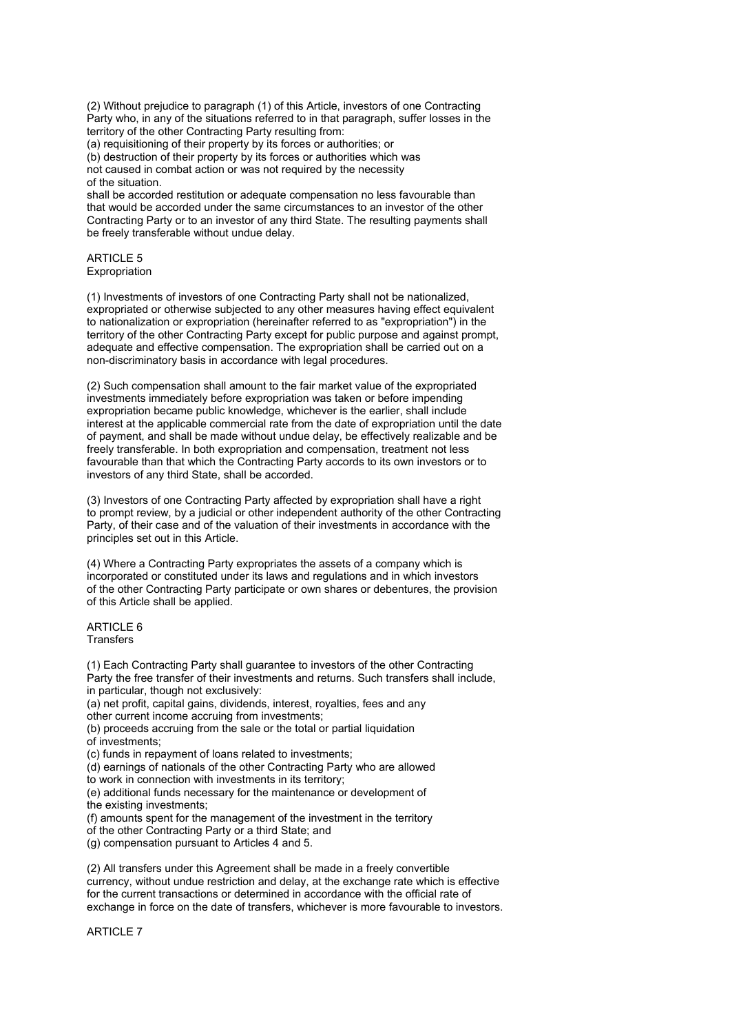(2) Without prejudice to paragraph (1) of this Article, investors of one Contracting Party who, in any of the situations referred to in that paragraph, suffer losses in the territory of the other Contracting Party resulting from:

(a) requisitioning of their property by its forces or authorities; or

(b) destruction of their property by its forces or authorities which was not caused in combat action or was not required by the necessity of the situation.

shall be accorded restitution or adequate compensation no less favourable than that would be accorded under the same circumstances to an investor of the other Contracting Party or to an investor of any third State. The resulting payments shall be freely transferable without undue delay.

## ARTICLE 5
Expropriation

(1) Investments of investors of one Contracting Party shall not be nationalized, expropriated or otherwise subjected to any other measures having effect equivalent to nationalization or expropriation (hereinafter referred to as "expropriation") in the territory of the other Contracting Party except for public purpose and against prompt, adequate and effective compensation. The expropriation shall be carried out on a non-discriminatory basis in accordance with legal procedures.

(2) Such compensation shall amount to the fair market value of the expropriated investments immediately before expropriation was taken or before impending expropriation became public knowledge, whichever is the earlier, shall include interest at the applicable commercial rate from the date of expropriation until the date of payment, and shall be made without undue delay, be effectively realizable and be freely transferable. In both expropriation and compensation, treatment not less favourable than that which the Contracting Party accords to its own investors or to investors of any third State, shall be accorded.

(3) Investors of one Contracting Party affected by expropriation shall have a right to prompt review, by a judicial or other independent authority of the other Contracting Party, of their case and of the valuation of their investments in accordance with the principles set out in this Article.

(4) Where a Contracting Party expropriates the assets of a company which is incorporated or constituted under its laws and regulations and in which investors of the other Contracting Party participate or own shares or debentures, the provision of this Article shall be applied.

## ARTICLE 6
Transfers

(1) Each Contracting Party shall guarantee to investors of the other Contracting Party the free transfer of their investments and returns. Such transfers shall include, in particular, though not exclusively:

(a) net profit, capital gains, dividends, interest, royalties, fees and any other current income accruing from investments;

(b) proceeds accruing from the sale or the total or partial liquidation of investments;

(c) funds in repayment of loans related to investments;

(d) earnings of nationals of the other Contracting Party who are allowed to work in connection with investments in its territory;

(e) additional funds necessary for the maintenance or development of the existing investments;

(f) amounts spent for the management of the investment in the territory of the other Contracting Party or a third State; and

(g) compensation pursuant to Articles 4 and 5.

(2) All transfers under this Agreement shall be made in a freely convertible currency, without undue restriction and delay, at the exchange rate which is effective for the current transactions or determined in accordance with the official rate of exchange in force on the date of transfers, whichever is more favourable to investors.

## ARTICLE 7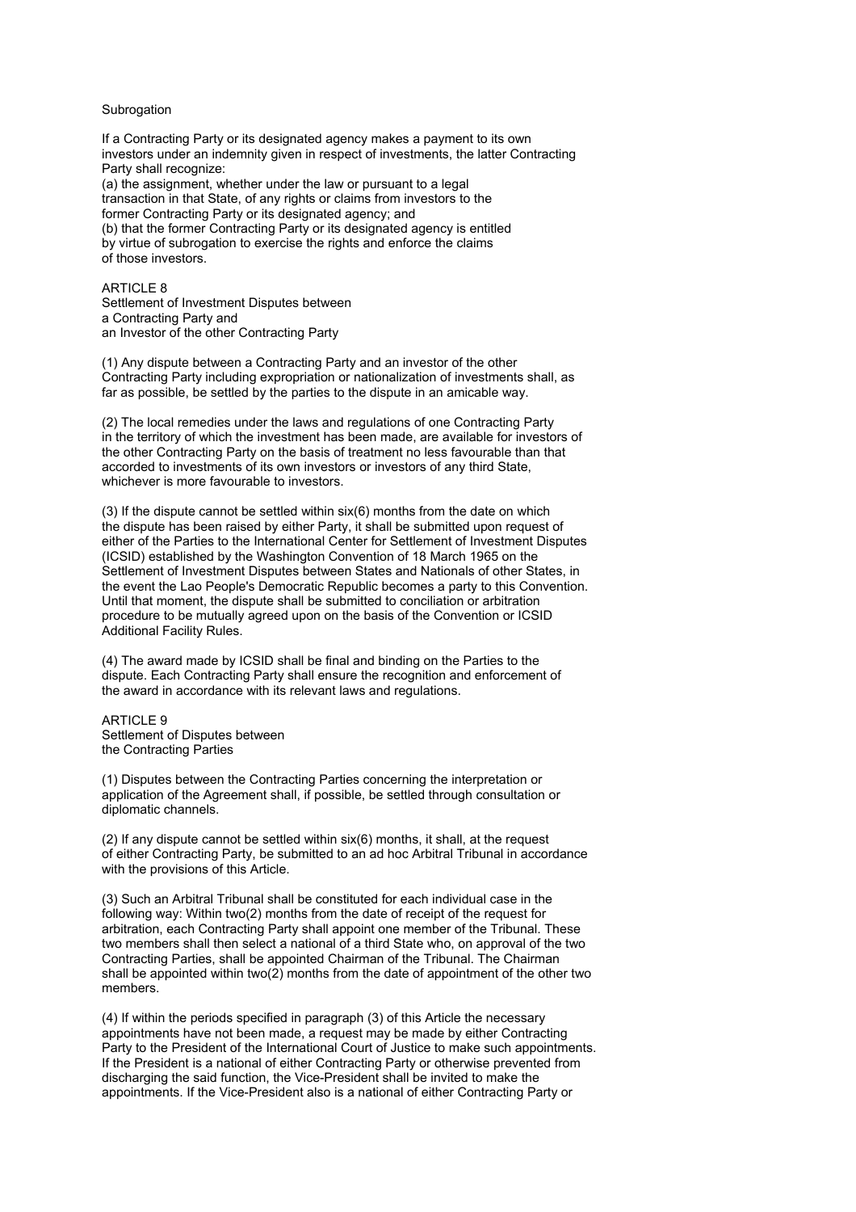Subrogation

If a Contracting Party or its designated agency makes a payment to its own investors under an indemnity given in respect of investments, the latter Contracting Party shall recognize:

(a) the assignment, whether under the law or pursuant to a legal transaction in that State, of any rights or claims from investors to the former Contracting Party or its designated agency; and

(b) that the former Contracting Party or its designated agency is entitled by virtue of subrogation to exercise the rights and enforce the claims of those investors.

## ARTICLE 8
### Settlement of Investment Disputes between a Contracting Party and an Investor of the other Contracting Party

(1) Any dispute between a Contracting Party and an investor of the other Contracting Party including expropriation or nationalization of investments shall, as far as possible, be settled by the parties to the dispute in an amicable way.

(2) The local remedies under the laws and regulations of one Contracting Party in the territory of which the investment has been made, are available for investors of the other Contracting Party on the basis of treatment no less favourable than that accorded to investments of its own investors or investors of any third State, whichever is more favourable to investors.

(3) If the dispute cannot be settled within six(6) months from the date on which the dispute has been raised by either Party, it shall be submitted upon request of either of the Parties to the International Center for Settlement of Investment Disputes (ICSID) established by the Washington Convention of 18 March 1965 on the Settlement of Investment Disputes between States and Nationals of other States, in the event the Lao People's Democratic Republic becomes a party to this Convention. Until that moment, the dispute shall be submitted to conciliation or arbitration procedure to be mutually agreed upon on the basis of the Convention or ICSID Additional Facility Rules.

(4) The award made by ICSID shall be final and binding on the Parties to the dispute. Each Contracting Party shall ensure the recognition and enforcement of the award in accordance with its relevant laws and regulations.

## ARTICLE 9
### Settlement of Disputes between the Contracting Parties

(1) Disputes between the Contracting Parties concerning the interpretation or application of the Agreement shall, if possible, be settled through consultation or diplomatic channels.

(2) If any dispute cannot be settled within six(6) months, it shall, at the request of either Contracting Party, be submitted to an ad hoc Arbitral Tribunal in accordance with the provisions of this Article.

(3) Such an Arbitral Tribunal shall be constituted for each individual case in the following way: Within two(2) months from the date of receipt of the request for arbitration, each Contracting Party shall appoint one member of the Tribunal. These two members shall then select a national of a third State who, on approval of the two Contracting Parties, shall be appointed Chairman of the Tribunal. The Chairman shall be appointed within two(2) months from the date of appointment of the other two members.

(4) If within the periods specified in paragraph (3) of this Article the necessary appointments have not been made, a request may be made by either Contracting Party to the President of the International Court of Justice to make such appointments. If the President is a national of either Contracting Party or otherwise prevented from discharging the said function, the Vice-President shall be invited to make the appointments. If the Vice-President also is a national of either Contracting Party or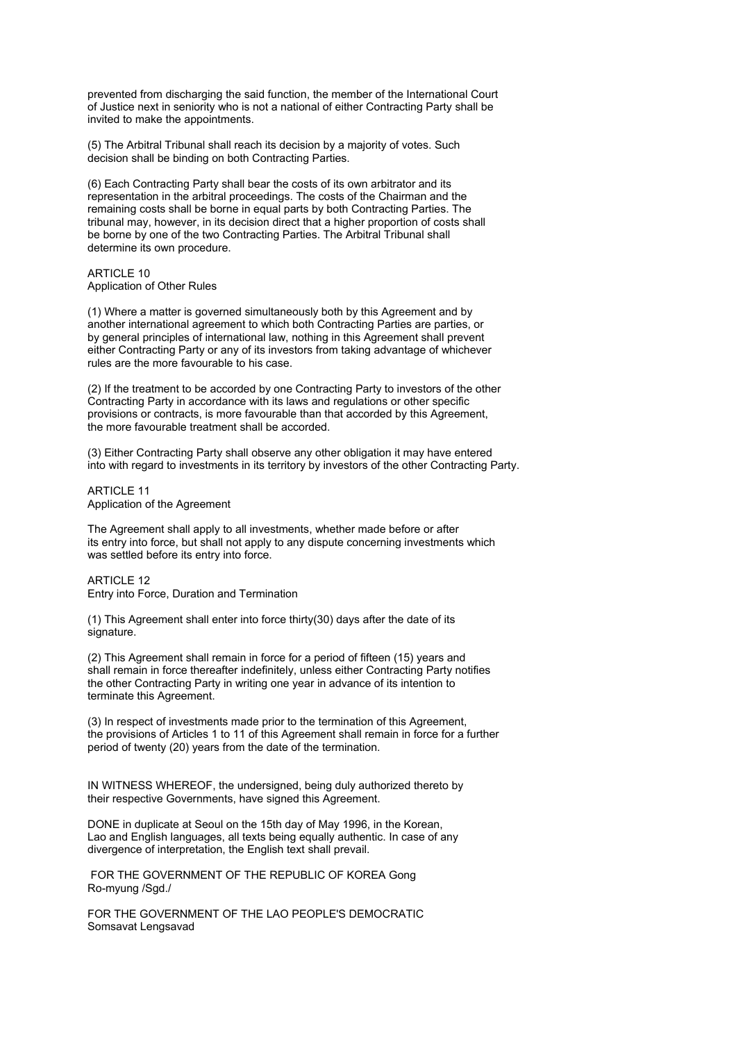prevented from discharging the said function, the member of the International Court of Justice next in seniority who is not a national of either Contracting Party shall be invited to make the appointments.

(5) The Arbitral Tribunal shall reach its decision by a majority of votes. Such decision shall be binding on both Contracting Parties.

(6) Each Contracting Party shall bear the costs of its own arbitrator and its representation in the arbitral proceedings. The costs of the Chairman and the remaining costs shall be borne in equal parts by both Contracting Parties. The tribunal may, however, in its decision direct that a higher proportion of costs shall be borne by one of the two Contracting Parties. The Arbitral Tribunal shall determine its own procedure.

ARTICLE 10
Application of Other Rules

(1) Where a matter is governed simultaneously both by this Agreement and by another international agreement to which both Contracting Parties are parties, or by general principles of international law, nothing in this Agreement shall prevent either Contracting Party or any of its investors from taking advantage of whichever rules are the more favourable to his case.

(2) If the treatment to be accorded by one Contracting Party to investors of the other Contracting Party in accordance with its laws and regulations or other specific provisions or contracts, is more favourable than that accorded by this Agreement, the more favourable treatment shall be accorded.

(3) Either Contracting Party shall observe any other obligation it may have entered into with regard to investments in its territory by investors of the other Contracting Party.

ARTICLE 11
Application of the Agreement

The Agreement shall apply to all investments, whether made before or after its entry into force, but shall not apply to any dispute concerning investments which was settled before its entry into force.

ARTICLE 12
Entry into Force, Duration and Termination

(1) This Agreement shall enter into force thirty(30) days after the date of its signature.

(2) This Agreement shall remain in force for a period of fifteen (15) years and shall remain in force thereafter indefinitely, unless either Contracting Party notifies the other Contracting Party in writing one year in advance of its intention to terminate this Agreement.

(3) In respect of investments made prior to the termination of this Agreement, the provisions of Articles 1 to 11 of this Agreement shall remain in force for a further period of twenty (20) years from the date of the termination.

IN WITNESS WHEREOF, the undersigned, being duly authorized thereto by their respective Governments, have signed this Agreement.

DONE in duplicate at Seoul on the 15th day of May 1996, in the Korean, Lao and English languages, all texts being equally authentic. In case of any divergence of interpretation, the English text shall prevail.

FOR THE GOVERNMENT OF THE REPUBLIC OF KOREA Gong Ro-myung /Sgd./

FOR THE GOVERNMENT OF THE LAO PEOPLE'S DEMOCRATIC
Somsavat Lengsavad